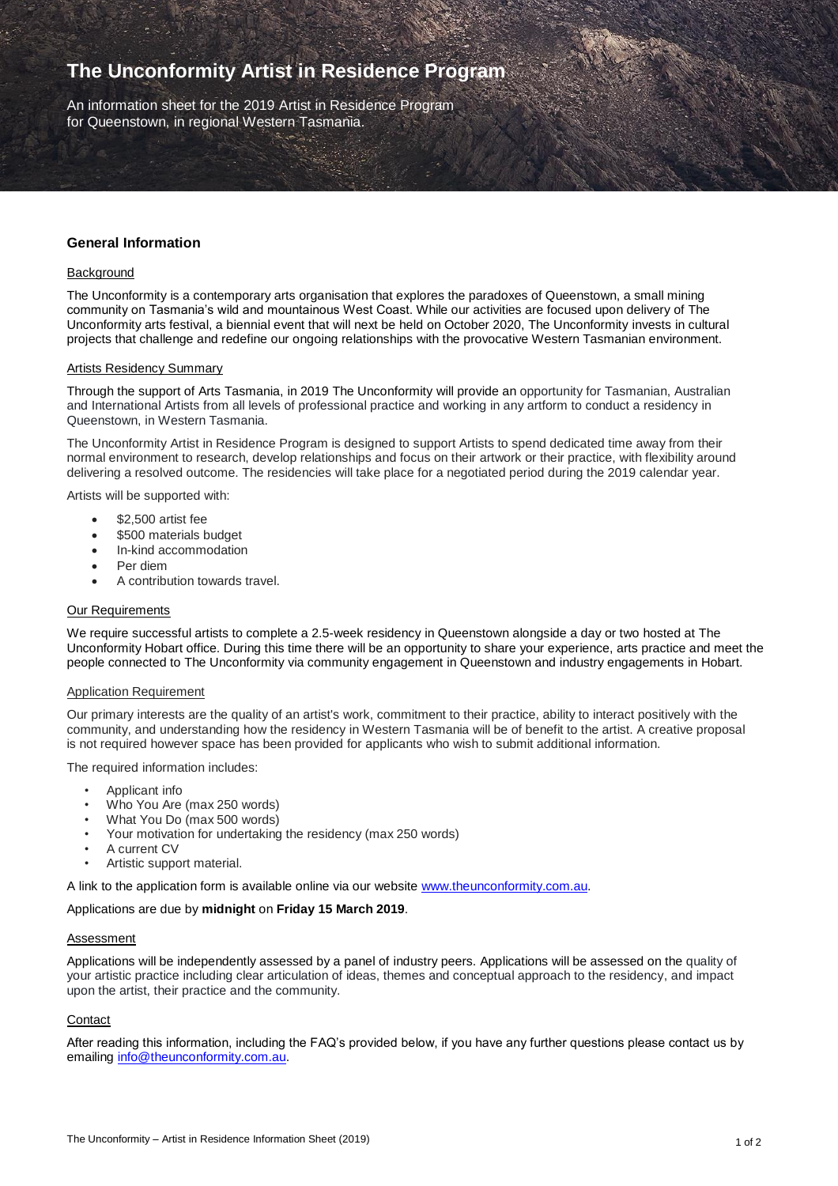# The Unconformity Artist in Residence Program

An information sheet for the 2019 Artist in Residence Program for Queenstown, in regional Western Tasmania.

## General Information

### Background

The Unconformity is a contemporary arts organisation that explores the paradoxes of Queenstown, a small mining community on Tasmania's wild and mountainous West Coast. While our activities are focused upon delivery of The Unconformity arts festival, a biennial event that will next be held on October 2020, The Unconformity invests in cultural projects that challenge and redefine our ongoing relationships with the provocative Western Tasmanian environment.

### Artists Residency Summary

Through the support of Arts Tasmania, in 2019 The Unconformity will provide an opportunity for Tasmanian, Australian and International Artists from all levels of professional practice and working in any artform to conduct a residency in Queenstown, in Western Tasmania.

The Unconformity Artist in Residence Program is designed to support Artists to spend dedicated time away from their normal environment to research, develop relationships and focus on their artwork or their practice, with flexibility around delivering a resolved outcome. The residencies will take place for a negotiated period during the 2019 calendar year.

Artists will be supported with:

- $2,500 artist fee
- $500 materials budget
- In-kind accommodation
- Per diem
- A contribution towards travel.

### Our Requirements

We require successful artists to complete a 2.5-week residency in Queenstown alongside a day or two hosted at The Unconformity Hobart office. During this time there will be an opportunity to share your experience, arts practice and meet the people connected to The Unconformity via community engagement in Queenstown and industry engagements in Hobart.

### Application Requirement

Our primary interests are the quality of an artist's work, commitment to their practice, ability to interact positively with the community, and understanding how the residency in Western Tasmania will be of benefit to the artist. A creative proposal is not required however space has been provided for applicants who wish to submit additional information.

The required information includes:

- Applicant info
- Who You Are (max 250 words)
- What You Do (max 500 words)
- Your motivation for undertaking the residency (max 250 words)
- A current CV
- Artistic support material.

A link to the application form is available online via our website www.theunconformity.com.au.

Applications are due by **midnight** on **Friday 15 March 2019**.

### Assessment

Applications will be independently assessed by a panel of industry peers. Applications will be assessed on the quality of your artistic practice including clear articulation of ideas, themes and conceptual approach to the residency, and impact upon the artist, their practice and the community.

### Contact

After reading this information, including the FAQ's provided below, if you have any further questions please contact us by emailing info@theunconformity.com.au.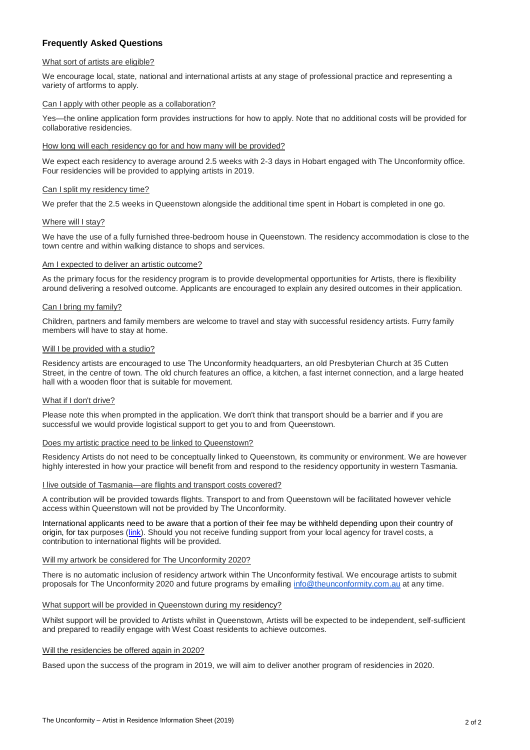## Frequently Asked Questions

What sort of artists are eligible?

We encourage local, state, national and international artists at any stage of professional practice and representing a variety of artforms to apply.

Can I apply with other people as a collaboration?

Yes—the online application form provides instructions for how to apply. Note that no additional costs will be provided for collaborative residencies.

How long will each residency go for and how many will be provided?

We expect each residency to average around 2.5 weeks with 2-3 days in Hobart engaged with The Unconformity office. Four residencies will be provided to applying artists in 2019.

Can I split my residency time?

We prefer that the 2.5 weeks in Queenstown alongside the additional time spent in Hobart is completed in one go.

Where will I stay?

We have the use of a fully furnished three-bedroom house in Queenstown. The residency accommodation is close to the town centre and within walking distance to shops and services.

Am I expected to deliver an artistic outcome?

As the primary focus for the residency program is to provide developmental opportunities for Artists, there is flexibility around delivering a resolved outcome. Applicants are encouraged to explain any desired outcomes in their application.

Can I bring my family?

Children, partners and family members are welcome to travel and stay with successful residency artists. Furry family members will have to stay at home.

Will I be provided with a studio?

Residency artists are encouraged to use The Unconformity headquarters, an old Presbyterian Church at 35 Cutten Street, in the centre of town. The old church features an office, a kitchen, a fast internet connection, and a large heated hall with a wooden floor that is suitable for movement.

What if I don't drive?

Please note this when prompted in the application. We don't think that transport should be a barrier and if you are successful we would provide logistical support to get you to and from Queenstown.

Does my artistic practice need to be linked to Queenstown?

Residency Artists do not need to be conceptually linked to Queenstown, its community or environment. We are however highly interested in how your practice will benefit from and respond to the residency opportunity in western Tasmania.

I live outside of Tasmania—are flights and transport costs covered?

A contribution will be provided towards flights. Transport to and from Queenstown will be facilitated however vehicle access within Queenstown will not be provided by The Unconformity.

International applicants need to be aware that a portion of their fee may be withheld depending upon their country of origin, for tax purposes (link). Should you not receive funding support from your local agency for travel costs, a contribution to international flights will be provided.

Will my artwork be considered for The Unconformity 2020?

There is no automatic inclusion of residency artwork within The Unconformity festival. We encourage artists to submit proposals for The Unconformity 2020 and future programs by emailing info@theunconformity.com.au at any time.

What support will be provided in Queenstown during my residency?

Whilst support will be provided to Artists whilst in Queenstown, Artists will be expected to be independent, self-sufficient and prepared to readily engage with West Coast residents to achieve outcomes.

Will the residencies be offered again in 2020?

Based upon the success of the program in 2019, we will aim to deliver another program of residencies in 2020.